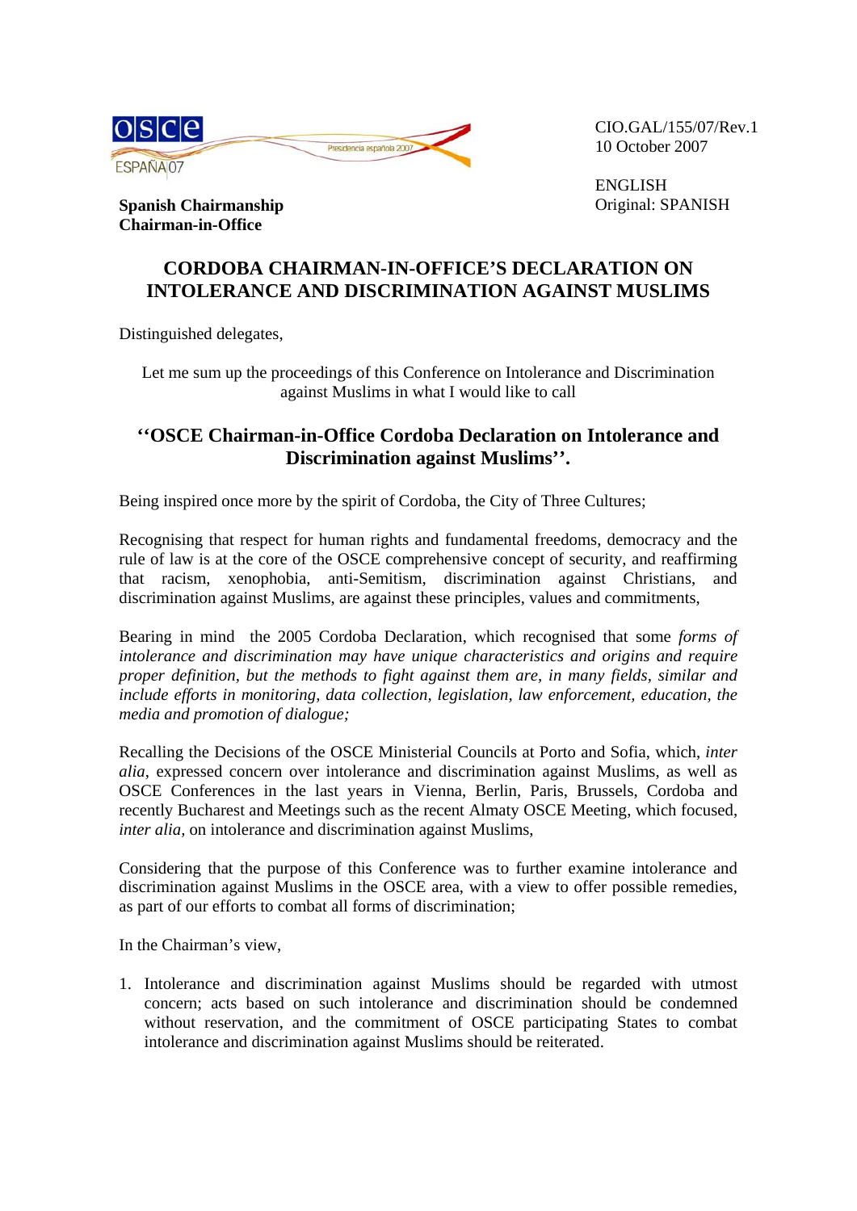CIO.GAL/155/07/Rev.1
10 October 2007

ENGLISH
Original: SPANISH

**Spanish Chairmanship**
**Chairman-in-Office**

# CORDOBA CHAIRMAN-IN-OFFICE'S DECLARATION ON INTOLERANCE AND DISCRIMINATION AGAINST MUSLIMS

Distinguished delegates,

Let me sum up the proceedings of this Conference on Intolerance and Discrimination against Muslims in what I would like to call

## ''OSCE Chairman-in-Office Cordoba Declaration on Intolerance and Discrimination against Muslims''.

Being inspired once more by the spirit of Cordoba, the City of Three Cultures;

Recognising that respect for human rights and fundamental freedoms, democracy and the rule of law is at the core of the OSCE comprehensive concept of security, and reaffirming that racism, xenophobia, anti-Semitism, discrimination against Christians, and discrimination against Muslims, are against these principles, values and commitments,

Bearing in mind the 2005 Cordoba Declaration, which recognised that some *forms of intolerance and discrimination may have unique characteristics and origins and require proper definition, but the methods to fight against them are, in many fields, similar and include efforts in monitoring, data collection, legislation, law enforcement, education, the media and promotion of dialogue;*

Recalling the Decisions of the OSCE Ministerial Councils at Porto and Sofia, which, *inter alia*, expressed concern over intolerance and discrimination against Muslims, as well as OSCE Conferences in the last years in Vienna, Berlin, Paris, Brussels, Cordoba and recently Bucharest and Meetings such as the recent Almaty OSCE Meeting, which focused, *inter alia*, on intolerance and discrimination against Muslims,

Considering that the purpose of this Conference was to further examine intolerance and discrimination against Muslims in the OSCE area, with a view to offer possible remedies, as part of our efforts to combat all forms of discrimination;

In the Chairman's view,

1. Intolerance and discrimination against Muslims should be regarded with utmost concern; acts based on such intolerance and discrimination should be condemned without reservation, and the commitment of OSCE participating States to combat intolerance and discrimination against Muslims should be reiterated.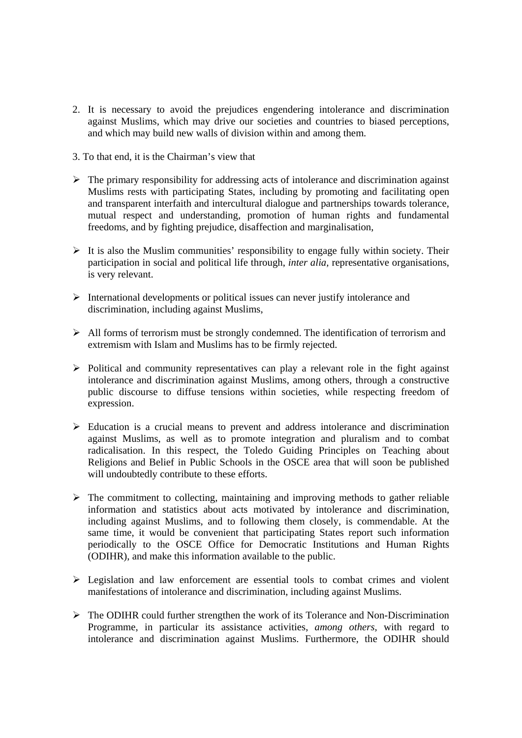2. It is necessary to avoid the prejudices engendering intolerance and discrimination against Muslims, which may drive our societies and countries to biased perceptions, and which may build new walls of division within and among them.

3. To that end, it is the Chairman's view that

- The primary responsibility for addressing acts of intolerance and discrimination against Muslims rests with participating States, including by promoting and facilitating open and transparent interfaith and intercultural dialogue and partnerships towards tolerance, mutual respect and understanding, promotion of human rights and fundamental freedoms, and by fighting prejudice, disaffection and marginalisation,

- It is also the Muslim communities' responsibility to engage fully within society. Their participation in social and political life through, *inter alia*, representative organisations, is very relevant.

- International developments or political issues can never justify intolerance and discrimination, including against Muslims,

- All forms of terrorism must be strongly condemned. The identification of terrorism and extremism with Islam and Muslims has to be firmly rejected.

- Political and community representatives can play a relevant role in the fight against intolerance and discrimination against Muslims, among others, through a constructive public discourse to diffuse tensions within societies, while respecting freedom of expression.

- Education is a crucial means to prevent and address intolerance and discrimination against Muslims, as well as to promote integration and pluralism and to combat radicalisation. In this respect, the Toledo Guiding Principles on Teaching about Religions and Belief in Public Schools in the OSCE area that will soon be published will undoubtedly contribute to these efforts.

- The commitment to collecting, maintaining and improving methods to gather reliable information and statistics about acts motivated by intolerance and discrimination, including against Muslims, and to following them closely, is commendable. At the same time, it would be convenient that participating States report such information periodically to the OSCE Office for Democratic Institutions and Human Rights (ODIHR), and make this information available to the public.

- Legislation and law enforcement are essential tools to combat crimes and violent manifestations of intolerance and discrimination, including against Muslims.

- The ODIHR could further strengthen the work of its Tolerance and Non-Discrimination Programme, in particular its assistance activities, *among others*, with regard to intolerance and discrimination against Muslims. Furthermore, the ODIHR should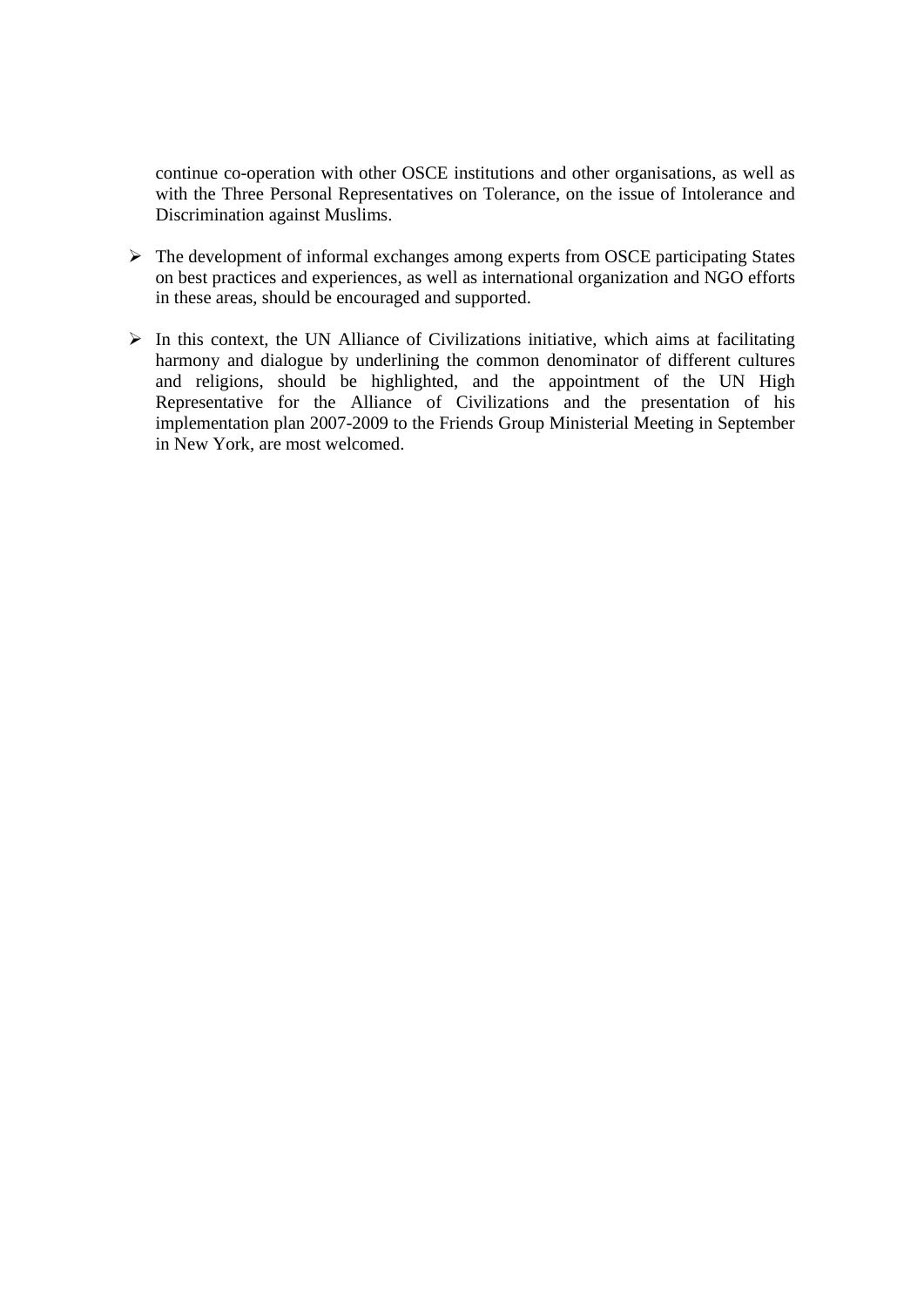continue co-operation with other OSCE institutions and other organisations, as well as with the Three Personal Representatives on Tolerance, on the issue of Intolerance and Discrimination against Muslims.

- The development of informal exchanges among experts from OSCE participating States on best practices and experiences, as well as international organization and NGO efforts in these areas, should be encouraged and supported.

- In this context, the UN Alliance of Civilizations initiative, which aims at facilitating harmony and dialogue by underlining the common denominator of different cultures and religions, should be highlighted, and the appointment of the UN High Representative for the Alliance of Civilizations and the presentation of his implementation plan 2007-2009 to the Friends Group Ministerial Meeting in September in New York, are most welcomed.